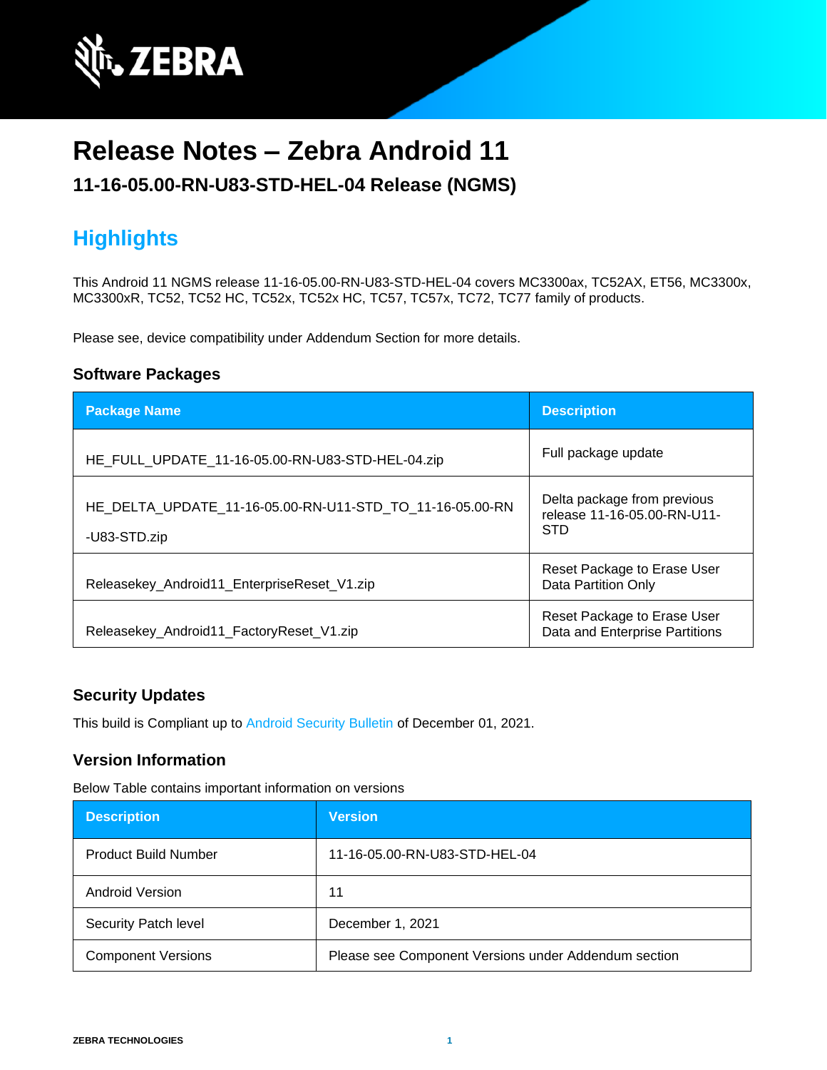# Release Notes – Zebra Android 11

## 11-16-05.00-RN-U83-STD-HEL-04 Release (NGMS)

## Highlights

This Android 11 NGMS release 11-16-05.00-RN-U83-STD-HEL-04 covers MC3300ax, TC52AX, ET56, MC3300x, MC3300xR, TC52, TC52 HC, TC52x, TC52x HC, TC57, TC57x, TC72, TC77 family of products.

Please see, device compatibility under Addendum Section for more details.

### Software Packages

| Package Name | Description |
| --- | --- |
| HE_FULL_UPDATE_11-16-05.00-RN-U83-STD-HEL-04.zip | Full package update |
| HE_DELTA_UPDATE_11-16-05.00-RN-U11-STD_TO_11-16-05.00-RN-U83-STD.zip | Delta package from previous release 11-16-05.00-RN-U11-STD |
| Releasekey_Android11_EnterpriseReset_V1.zip | Reset Package to Erase User Data Partition Only |
| Releasekey_Android11_FactoryReset_V1.zip | Reset Package to Erase User Data and Enterprise Partitions |

### Security Updates

This build is Compliant up to Android Security Bulletin of December 01, 2021.

### Version Information

Below Table contains important information on versions

| Description | Version |
| --- | --- |
| Product Build Number | 11-16-05.00-RN-U83-STD-HEL-04 |
| Android Version | 11 |
| Security Patch level | December 1, 2021 |
| Component Versions | Please see Component Versions under Addendum section |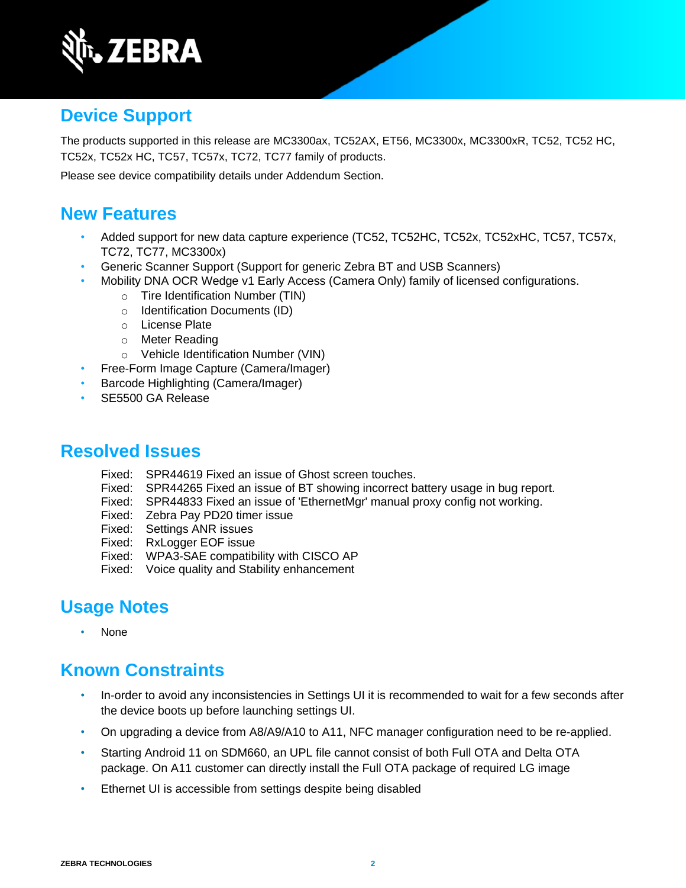## Device Support

The products supported in this release are MC3300ax, TC52AX, ET56, MC3300x, MC3300xR, TC52, TC52 HC, TC52x, TC52x HC, TC57, TC57x, TC72, TC77 family of products.

Please see device compatibility details under Addendum Section.

## New Features

- Added support for new data capture experience (TC52, TC52HC, TC52x, TC52xHC, TC57, TC57x, TC72, TC77, MC3300x)
- Generic Scanner Support (Support for generic Zebra BT and USB Scanners)
- Mobility DNA OCR Wedge v1 Early Access (Camera Only) family of licensed configurations.
  - Tire Identification Number (TIN)
  - Identification Documents (ID)
  - License Plate
  - Meter Reading
  - Vehicle Identification Number (VIN)
- Free-Form Image Capture (Camera/Imager)
- Barcode Highlighting (Camera/Imager)
- SE5500 GA Release

## Resolved Issues

Fixed: SPR44619 Fixed an issue of Ghost screen touches.
Fixed: SPR44265 Fixed an issue of BT showing incorrect battery usage in bug report.
Fixed: SPR44833 Fixed an issue of 'EthernetMgr' manual proxy config not working.
Fixed: Zebra Pay PD20 timer issue
Fixed: Settings ANR issues
Fixed: RxLogger EOF issue
Fixed: WPA3-SAE compatibility with CISCO AP
Fixed: Voice quality and Stability enhancement

## Usage Notes

- None

## Known Constraints

- In-order to avoid any inconsistencies in Settings UI it is recommended to wait for a few seconds after the device boots up before launching settings UI.
- On upgrading a device from A8/A9/A10 to A11, NFC manager configuration need to be re-applied.
- Starting Android 11 on SDM660, an UPL file cannot consist of both Full OTA and Delta OTA package. On A11 customer can directly install the Full OTA package of required LG image
- Ethernet UI is accessible from settings despite being disabled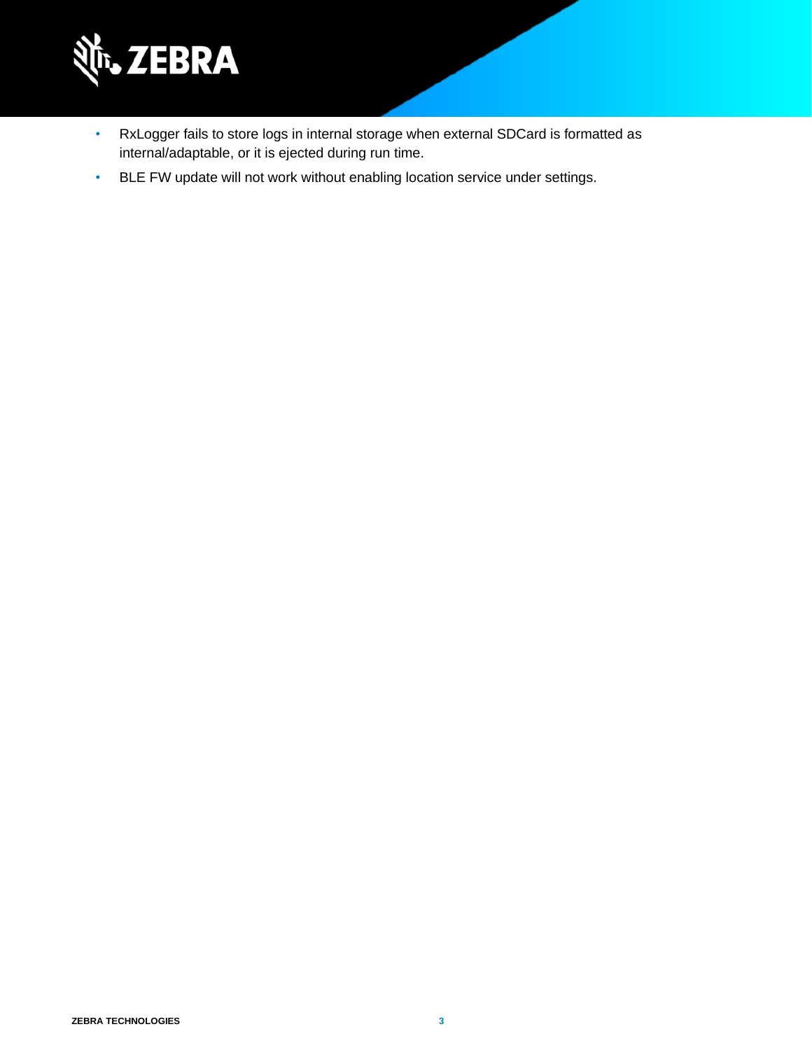- RxLogger fails to store logs in internal storage when external SDCard is formatted as internal/adaptable, or it is ejected during run time.
- BLE FW update will not work without enabling location service under settings.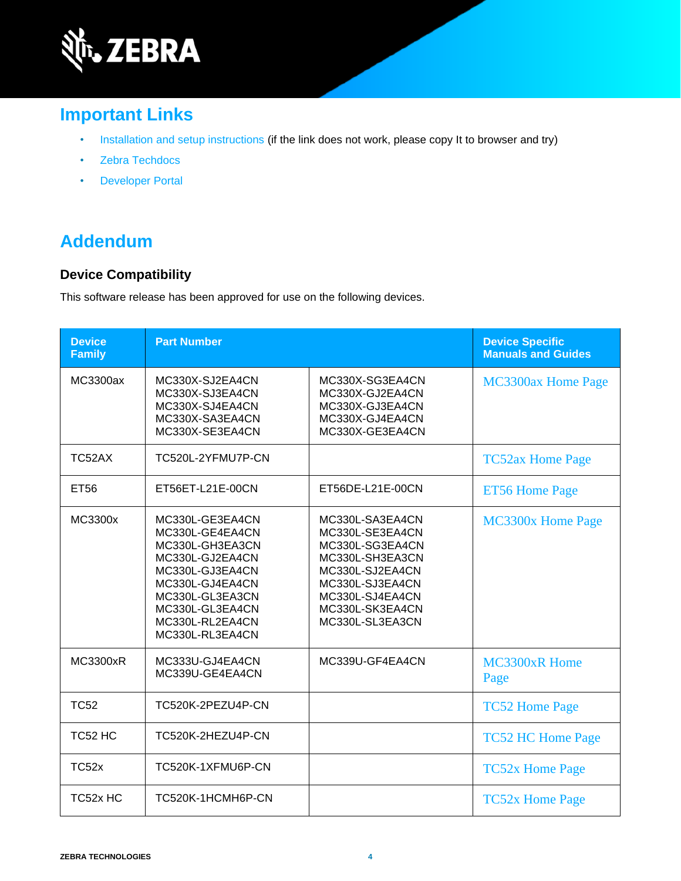## Important Links

- Installation and setup instructions (if the link does not work, please copy It to browser and try)
- Zebra Techdocs
- Developer Portal

## Addendum

### Device Compatibility

This software release has been approved for use on the following devices.

| Device Family | Part Number | | Device Specific Manuals and Guides |
|---|---|---|---|
| MC3300ax | MC330X-SJ2EA4CN<br>MC330X-SJ3EA4CN<br>MC330X-SJ4EA4CN<br>MC330X-SA3EA4CN<br>MC330X-SE3EA4CN | MC330X-SG3EA4CN<br>MC330X-GJ2EA4CN<br>MC330X-GJ3EA4CN<br>MC330X-GJ4EA4CN<br>MC330X-GE3EA4CN | MC3300ax Home Page |
| TC52AX | TC520L-2YFMU7P-CN | | TC52ax Home Page |
| ET56 | ET56ET-L21E-00CN | ET56DE-L21E-00CN | ET56 Home Page |
| MC3300x | MC330L-GE3EA4CN<br>MC330L-GE4EA4CN<br>MC330L-GH3EA3CN<br>MC330L-GJ2EA4CN<br>MC330L-GJ3EA4CN<br>MC330L-GJ4EA4CN<br>MC330L-GL3EA3CN<br>MC330L-GL3EA4CN<br>MC330L-RL2EA4CN<br>MC330L-RL3EA4CN | MC330L-SA3EA4CN<br>MC330L-SE3EA4CN<br>MC330L-SG3EA4CN<br>MC330L-SH3EA3CN<br>MC330L-SJ2EA4CN<br>MC330L-SJ3EA4CN<br>MC330L-SJ4EA4CN<br>MC330L-SK3EA4CN<br>MC330L-SL3EA3CN | MC3300x Home Page |
| MC3300xR | MC333U-GJ4EA4CN<br>MC339U-GE4EA4CN | MC339U-GF4EA4CN | MC3300xR Home Page |
| TC52 | TC520K-2PEZU4P-CN | | TC52 Home Page |
| TC52 HC | TC520K-2HEZU4P-CN | | TC52 HC Home Page |
| TC52x | TC520K-1XFMU6P-CN | | TC52x Home Page |
| TC52x HC | TC520K-1HCMH6P-CN | | TC52x Home Page |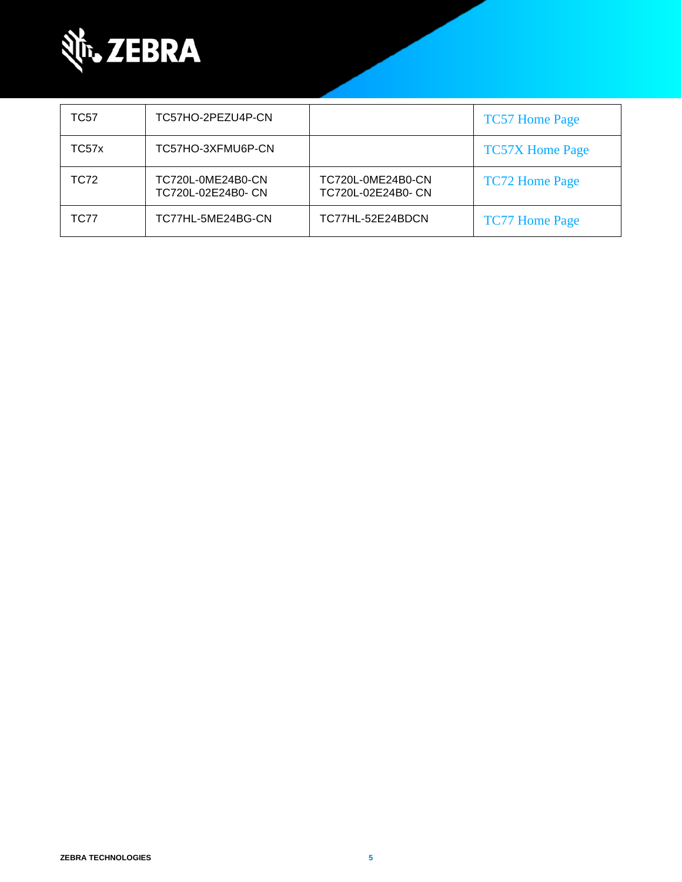| TC57 | TC57HO-2PEZU4P-CN | | TC57 Home Page |
|---|---|---|---|
| TC57x | TC57HO-3XFMU6P-CN | | TC57X Home Page |
| TC72 | TC720L-0ME24B0-CN<br>TC720L-02E24B0- CN | TC720L-0ME24B0-CN<br>TC720L-02E24B0- CN | TC72 Home Page |
| TC77 | TC77HL-5ME24BG-CN | TC77HL-52E24BDCN | TC77 Home Page |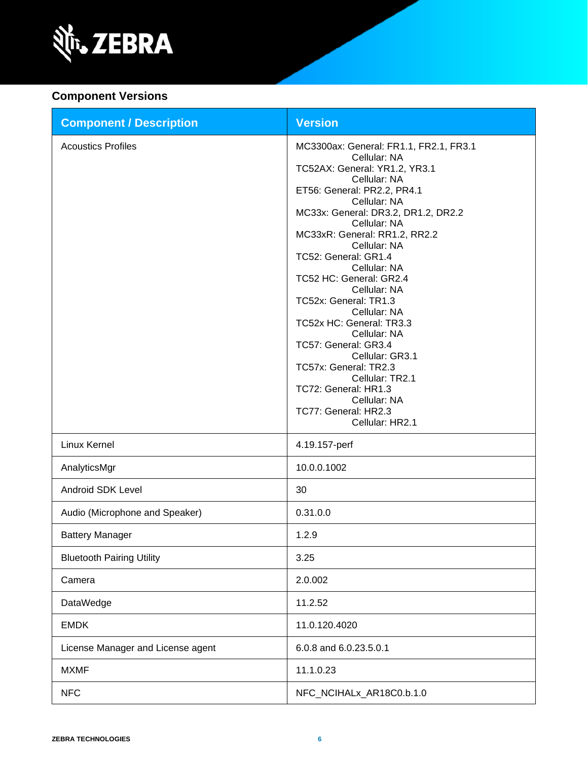## Component Versions

| Component / Description | Version |
|---|---|
| Acoustics Profiles | MC3300ax: General: FR1.1, FR2.1, FR3.1<br>Cellular: NA<br>TC52AX: General: YR1.2, YR3.1<br>Cellular: NA<br>ET56: General: PR2.2, PR4.1<br>Cellular: NA<br>MC33x: General: DR3.2, DR1.2, DR2.2<br>Cellular: NA<br>MC33xR: General: RR1.2, RR2.2<br>Cellular: NA<br>TC52: General: GR1.4<br>Cellular: NA<br>TC52 HC: General: GR2.4<br>Cellular: NA<br>TC52x: General: TR1.3<br>Cellular: NA<br>TC52x HC: General: TR3.3<br>Cellular: NA<br>TC57: General: GR3.4<br>Cellular: GR3.1<br>TC57x: General: TR2.3<br>Cellular: TR2.1<br>TC72: General: HR1.3<br>Cellular: NA<br>TC77: General: HR2.3<br>Cellular: HR2.1 |
| Linux Kernel | 4.19.157-perf |
| AnalyticsMgr | 10.0.0.1002 |
| Android SDK Level | 30 |
| Audio (Microphone and Speaker) | 0.31.0.0 |
| Battery Manager | 1.2.9 |
| Bluetooth Pairing Utility | 3.25 |
| Camera | 2.0.002 |
| DataWedge | 11.2.52 |
| EMDK | 11.0.120.4020 |
| License Manager and License agent | 6.0.8 and 6.0.23.5.0.1 |
| MXMF | 11.1.0.23 |
| NFC | NFC_NCIHALx_AR18C0.b.1.0 |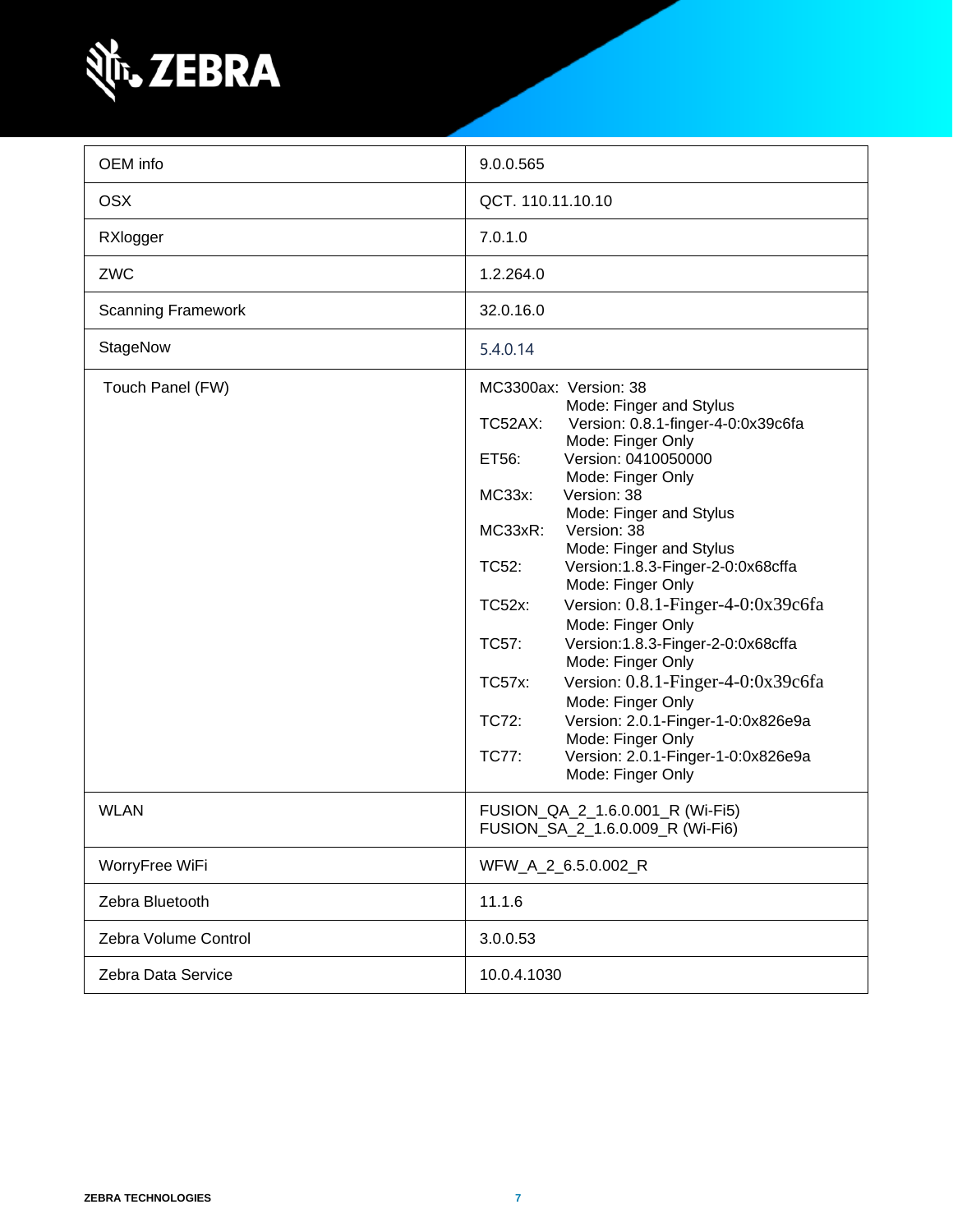| | |
|---|---|
| OEM info | 9.0.0.565 |
| OSX | QCT. 110.11.10.10 |
| RXlogger | 7.0.1.0 |
| ZWC | 1.2.264.0 |
| Scanning Framework | 32.0.16.0 |
| StageNow | 5.4.0.14 |
| Touch Panel (FW) | MC3300ax: Version: 38<br>Mode: Finger and Stylus<br>TC52AX: Version: 0.8.1-finger-4-0:0x39c6fa<br>Mode: Finger Only<br>ET56: Version: 0410050000<br>Mode: Finger Only<br>MC33x: Version: 38<br>Mode: Finger and Stylus<br>MC33xR: Version: 38<br>Mode: Finger and Stylus<br>TC52: Version:1.8.3-Finger-2-0:0x68cffa<br>Mode: Finger Only<br>TC52x: Version: 0.8.1-Finger-4-0:0x39c6fa<br>Mode: Finger Only<br>TC57: Version:1.8.3-Finger-2-0:0x68cffa<br>Mode: Finger Only<br>TC57x: Version: 0.8.1-Finger-4-0:0x39c6fa<br>Mode: Finger Only<br>TC72: Version: 2.0.1-Finger-1-0:0x826e9a<br>Mode: Finger Only<br>TC77: Version: 2.0.1-Finger-1-0:0x826e9a<br>Mode: Finger Only |
| WLAN | FUSION_QA_2_1.6.0.001_R (Wi-Fi5)<br>FUSION_SA_2_1.6.0.009_R (Wi-Fi6) |
| WorryFree WiFi | WFW_A_2_6.5.0.002_R |
| Zebra Bluetooth | 11.1.6 |
| Zebra Volume Control | 3.0.0.53 |
| Zebra Data Service | 10.0.4.1030 |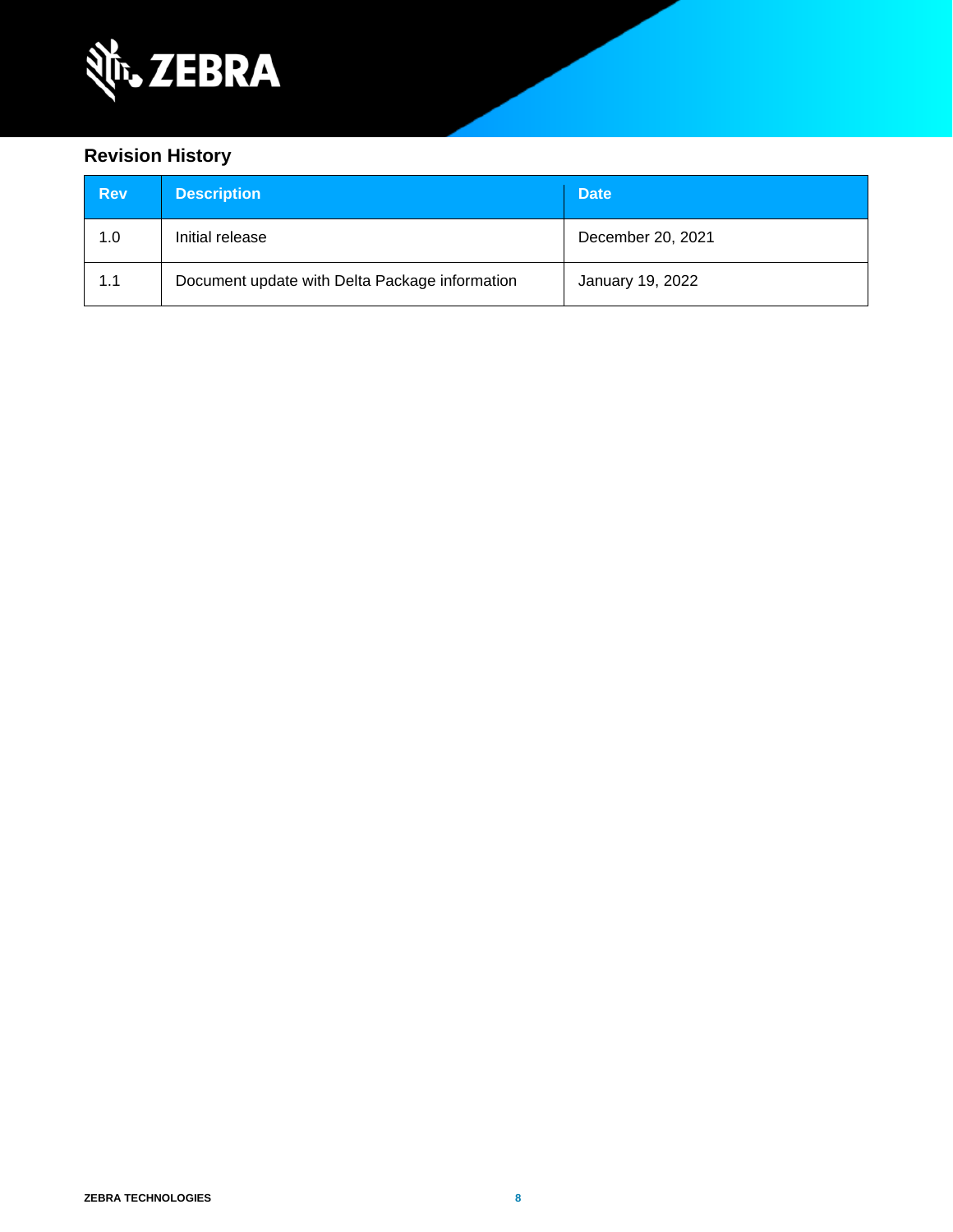## Revision History

| Rev | Description | Date |
| --- | --- | --- |
| 1.0 | Initial release | December 20, 2021 |
| 1.1 | Document update with Delta Package information | January 19, 2022 |